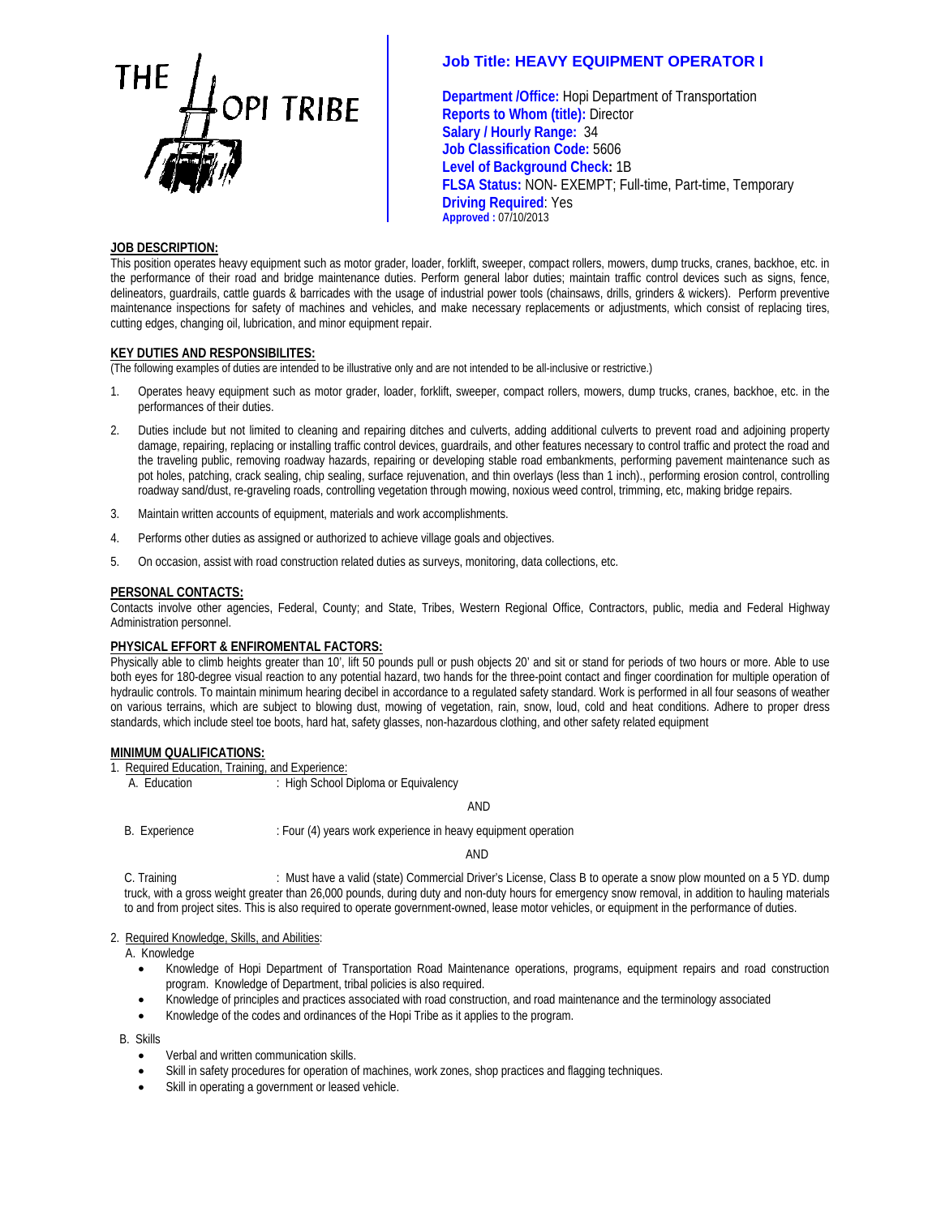THE HOPI TRIBE

# Job Title: HEAVY EQUIPMENT OPERATOR I

**Department /Office:** Hopi Department of Transportation
**Reports to Whom (title):** Director
**Salary / Hourly Range:** 34
**Job Classification Code:** 5606
**Level of Background Check:** 1B
**FLSA Status:** NON- EXEMPT; Full-time, Part-time, Temporary
**Driving Required**: Yes
**Approved :** 07/10/2013

## JOB DESCRIPTION:

This position operates heavy equipment such as motor grader, loader, forklift, sweeper, compact rollers, mowers, dump trucks, cranes, backhoe, etc. in the performance of their road and bridge maintenance duties. Perform general labor duties; maintain traffic control devices such as signs, fence, delineators, guardrails, cattle guards & barricades with the usage of industrial power tools (chainsaws, drills, grinders & wickers). Perform preventive maintenance inspections for safety of machines and vehicles, and make necessary replacements or adjustments, which consist of replacing tires, cutting edges, changing oil, lubrication, and minor equipment repair.

## KEY DUTIES AND RESPONSIBILITES:

(The following examples of duties are intended to be illustrative only and are not intended to be all-inclusive or restrictive.)

1. Operates heavy equipment such as motor grader, loader, forklift, sweeper, compact rollers, mowers, dump trucks, cranes, backhoe, etc. in the performances of their duties.
2. Duties include but not limited to cleaning and repairing ditches and culverts, adding additional culverts to prevent road and adjoining property damage, repairing, replacing or installing traffic control devices, guardrails, and other features necessary to control traffic and protect the road and the traveling public, removing roadway hazards, repairing or developing stable road embankments, performing pavement maintenance such as pot holes, patching, crack sealing, chip sealing, surface rejuvenation, and thin overlays (less than 1 inch)., performing erosion control, controlling roadway sand/dust, re-graveling roads, controlling vegetation through mowing, noxious weed control, trimming, etc, making bridge repairs.
3. Maintain written accounts of equipment, materials and work accomplishments.
4. Performs other duties as assigned or authorized to achieve village goals and objectives.
5. On occasion, assist with road construction related duties as surveys, monitoring, data collections, etc.

## PERSONAL CONTACTS:

Contacts involve other agencies, Federal, County; and State, Tribes, Western Regional Office, Contractors, public, media and Federal Highway Administration personnel.

## PHYSICAL EFFORT & ENFIROMENTAL FACTORS:

Physically able to climb heights greater than 10', lift 50 pounds pull or push objects 20' and sit or stand for periods of two hours or more. Able to use both eyes for 180-degree visual reaction to any potential hazard, two hands for the three-point contact and finger coordination for multiple operation of hydraulic controls. To maintain minimum hearing decibel in accordance to a regulated safety standard. Work is performed in all four seasons of weather on various terrains, which are subject to blowing dust, mowing of vegetation, rain, snow, loud, cold and heat conditions. Adhere to proper dress standards, which include steel toe boots, hard hat, safety glasses, non-hazardous clothing, and other safety related equipment

## MINIMUM QUALIFICATIONS:

1. Required Education, Training, and Experience:

A. Education : High School Diploma or Equivalency

AND

B. Experience : Four (4) years work experience in heavy equipment operation

AND

C. Training : Must have a valid (state) Commercial Driver's License, Class B to operate a snow plow mounted on a 5 YD. dump truck, with a gross weight greater than 26,000 pounds, during duty and non-duty hours for emergency snow removal, in addition to hauling materials to and from project sites. This is also required to operate government-owned, lease motor vehicles, or equipment in the performance of duties.

2. Required Knowledge, Skills, and Abilities:

A. Knowledge

- Knowledge of Hopi Department of Transportation Road Maintenance operations, programs, equipment repairs and road construction program. Knowledge of Department, tribal policies is also required.
- Knowledge of principles and practices associated with road construction, and road maintenance and the terminology associated
- Knowledge of the codes and ordinances of the Hopi Tribe as it applies to the program.

B. Skills

- Verbal and written communication skills.
- Skill in safety procedures for operation of machines, work zones, shop practices and flagging techniques.
- Skill in operating a government or leased vehicle.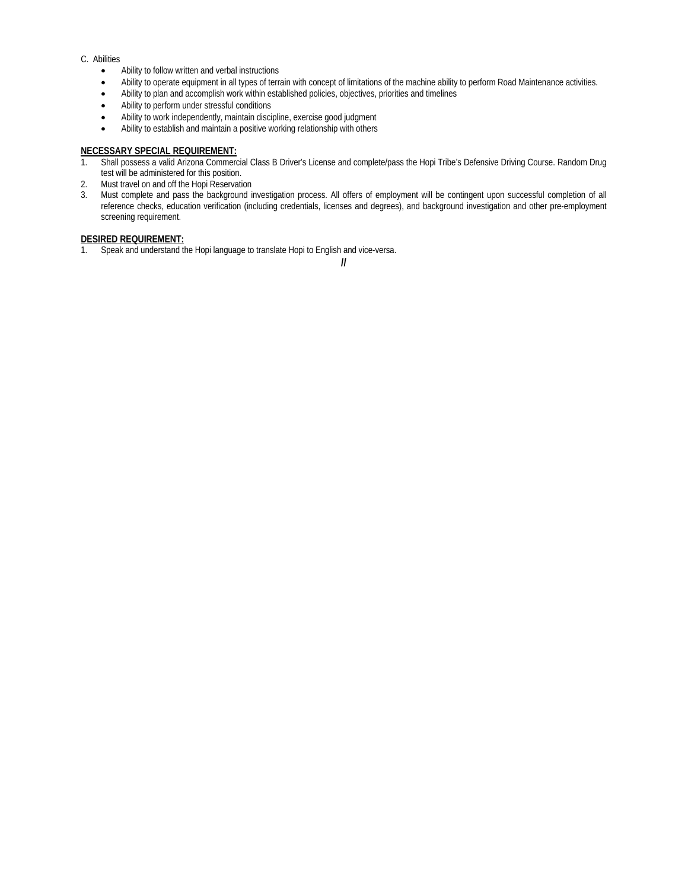C. Abilities

- Ability to follow written and verbal instructions
- Ability to operate equipment in all types of terrain with concept of limitations of the machine ability to perform Road Maintenance activities.
- Ability to plan and accomplish work within established policies, objectives, priorities and timelines
- Ability to perform under stressful conditions
- Ability to work independently, maintain discipline, exercise good judgment
- Ability to establish and maintain a positive working relationship with others

**NECESSARY SPECIAL REQUIREMENT:**

1. Shall possess a valid Arizona Commercial Class B Driver's License and complete/pass the Hopi Tribe's Defensive Driving Course. Random Drug test will be administered for this position.
2. Must travel on and off the Hopi Reservation
3. Must complete and pass the background investigation process. All offers of employment will be contingent upon successful completion of all reference checks, education verification (including credentials, licenses and degrees), and background investigation and other pre-employment screening requirement.

**DESIRED REQUIREMENT:**

1. Speak and understand the Hopi language to translate Hopi to English and vice-versa.

//